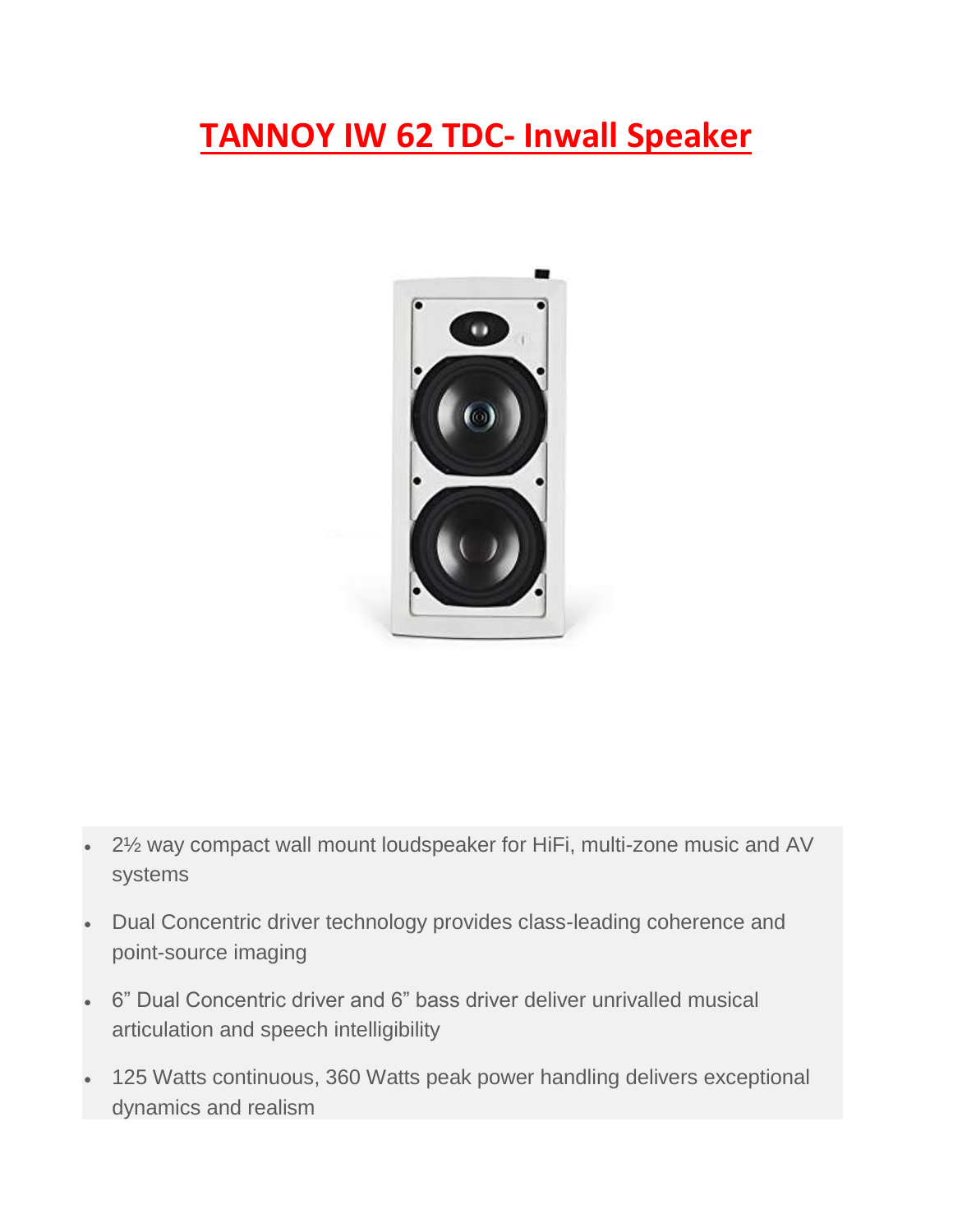# TANNOY IW 62 TDC- Inwall Speaker

- 2½ way compact wall mount loudspeaker for HiFi, multi-zone music and AV systems
- Dual Concentric driver technology provides class-leading coherence and point-source imaging
- 6" Dual Concentric driver and 6" bass driver deliver unrivalled musical articulation and speech intelligibility
- 125 Watts continuous, 360 Watts peak power handling delivers exceptional dynamics and realism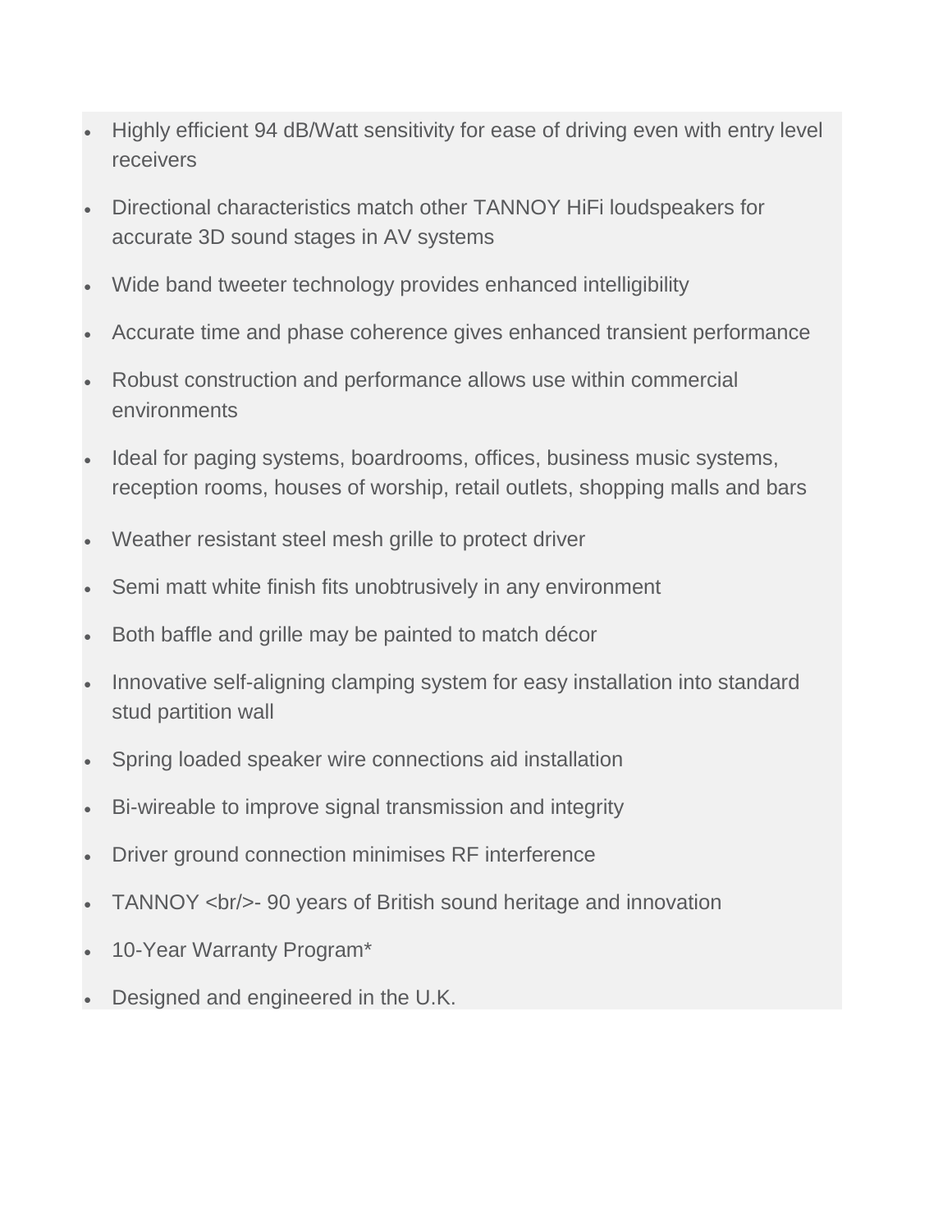- Highly efficient 94 dB/Watt sensitivity for ease of driving even with entry level receivers
- Directional characteristics match other TANNOY HiFi loudspeakers for accurate 3D sound stages in AV systems
- Wide band tweeter technology provides enhanced intelligibility
- Accurate time and phase coherence gives enhanced transient performance
- Robust construction and performance allows use within commercial environments
- Ideal for paging systems, boardrooms, offices, business music systems, reception rooms, houses of worship, retail outlets, shopping malls and bars
- Weather resistant steel mesh grille to protect driver
- Semi matt white finish fits unobtrusively in any environment
- Both baffle and grille may be painted to match décor
- Innovative self-aligning clamping system for easy installation into standard stud partition wall
- Spring loaded speaker wire connections aid installation
- Bi-wireable to improve signal transmission and integrity
- Driver ground connection minimises RF interference
- TANNOY <br/>- 90 years of British sound heritage and innovation
- 10-Year Warranty Program*
- Designed and engineered in the U.K.